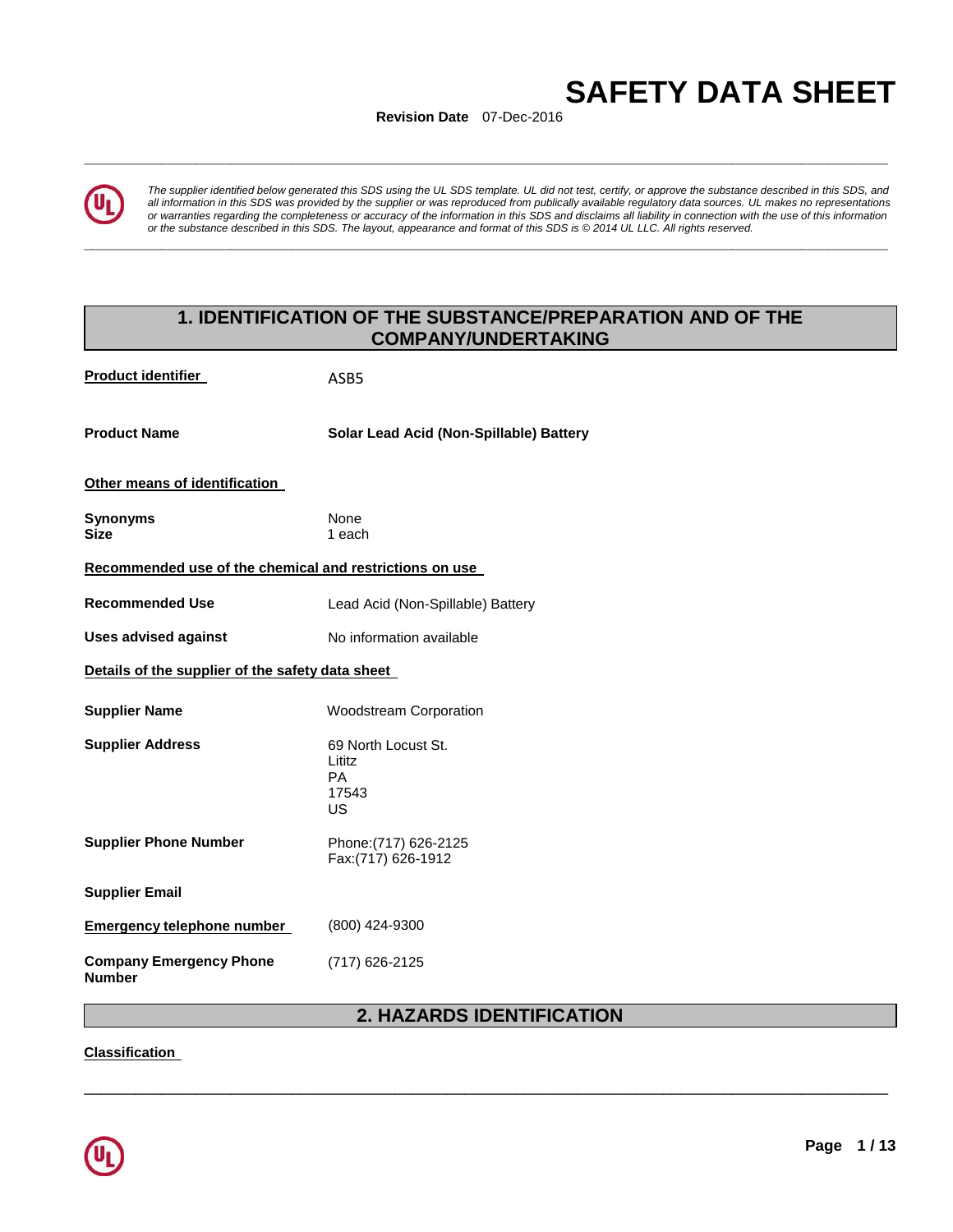# SAFETY DATA SHEET

**Revision Date** 07-Dec-2016

*The supplier identified below generated this SDS using the UL SDS template. UL did not test, certify, or approve the substance described in this SDS, and all information in this SDS was provided by the supplier or was reproduced from publically available regulatory data sources. UL makes no representations or warranties regarding the completeness or accuracy of the information in this SDS and disclaims all liability in connection with the use of this information or the substance described in this SDS. The layout, appearance and format of this SDS is © 2014 UL LLC. All rights reserved.*

## 1. IDENTIFICATION OF THE SUBSTANCE/PREPARATION AND OF THE COMPANY/UNDERTAKING

**Product identifier** ASB5

**Product Name** **Solar Lead Acid (Non-Spillable) Battery**

**Other means of identification**

**Synonyms** None
**Size** 1 each

**Recommended use of the chemical and restrictions on use**

**Recommended Use** Lead Acid (Non-Spillable) Battery

**Uses advised against** No information available

**Details of the supplier of the safety data sheet**

**Supplier Name** Woodstream Corporation

**Supplier Address** 69 North Locust St.
Lititz
PA
17543
US

**Supplier Phone Number** Phone:(717) 626-2125
Fax:(717) 626-1912

**Supplier Email**

**Emergency telephone number** (800) 424-9300

**Company Emergency Phone Number** (717) 626-2125

## 2. HAZARDS IDENTIFICATION

**Classification**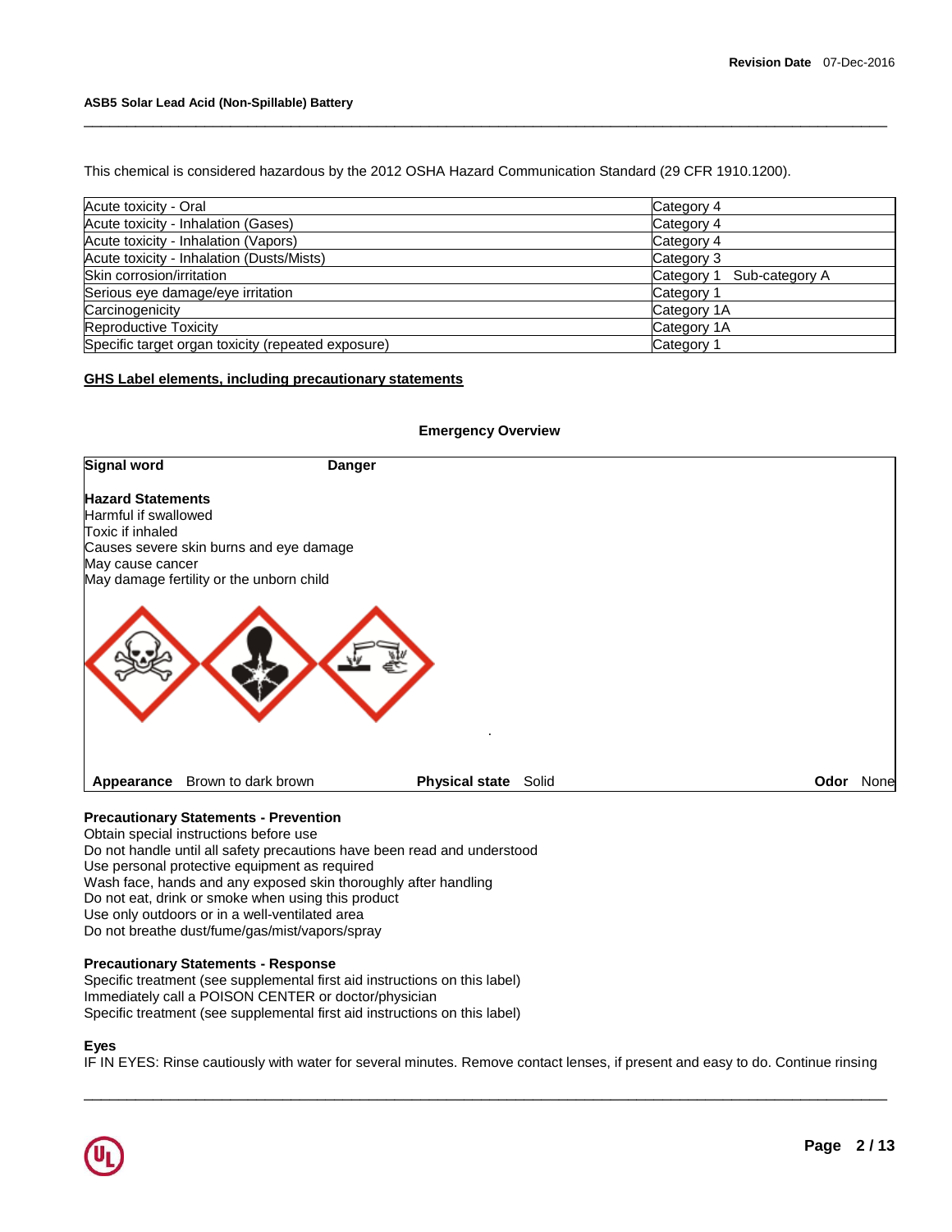This chemical is considered hazardous by the 2012 OSHA Hazard Communication Standard (29 CFR 1910.1200).

| | |
|---|---|
| Acute toxicity - Oral | Category 4 |
| Acute toxicity - Inhalation (Gases) | Category 4 |
| Acute toxicity - Inhalation (Vapors) | Category 4 |
| Acute toxicity - Inhalation (Dusts/Mists) | Category 3 |
| Skin corrosion/irritation | Category 1 Sub-category A |
| Serious eye damage/eye irritation | Category 1 |
| Carcinogenicity | Category 1A |
| Reproductive Toxicity | Category 1A |
| Specific target organ toxicity (repeated exposure) | Category 1 |

## GHS Label elements, including precautionary statements

### Emergency Overview

**Signal word** **Danger**

**Hazard Statements**
Harmful if swallowed
Toxic if inhaled
Causes severe skin burns and eye damage
May cause cancer
May damage fertility or the unborn child

**Appearance** Brown to dark brown **Physical state** Solid **Odor** None

**Precautionary Statements - Prevention**
Obtain special instructions before use
Do not handle until all safety precautions have been read and understood
Use personal protective equipment as required
Wash face, hands and any exposed skin thoroughly after handling
Do not eat, drink or smoke when using this product
Use only outdoors or in a well-ventilated area
Do not breathe dust/fume/gas/mist/vapors/spray

**Precautionary Statements - Response**
Specific treatment (see supplemental first aid instructions on this label)
Immediately call a POISON CENTER or doctor/physician
Specific treatment (see supplemental first aid instructions on this label)

**Eyes**
IF IN EYES: Rinse cautiously with water for several minutes. Remove contact lenses, if present and easy to do. Continue rinsing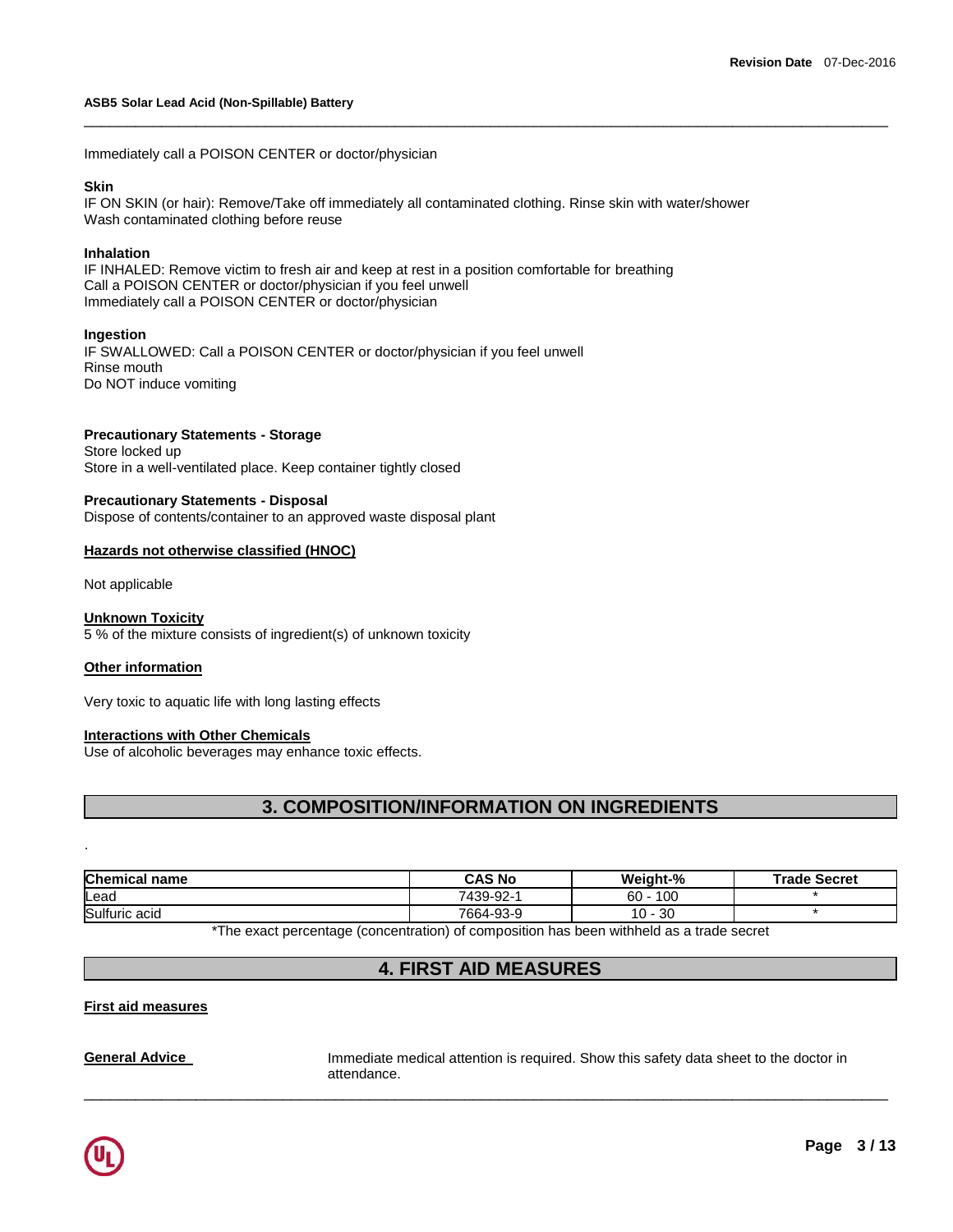Immediately call a POISON CENTER or doctor/physician

**Skin**
IF ON SKIN (or hair): Remove/Take off immediately all contaminated clothing. Rinse skin with water/shower
Wash contaminated clothing before reuse

**Inhalation**
IF INHALED: Remove victim to fresh air and keep at rest in a position comfortable for breathing
Call a POISON CENTER or doctor/physician if you feel unwell
Immediately call a POISON CENTER or doctor/physician

**Ingestion**
IF SWALLOWED: Call a POISON CENTER or doctor/physician if you feel unwell
Rinse mouth
Do NOT induce vomiting

**Precautionary Statements - Storage**
Store locked up
Store in a well-ventilated place. Keep container tightly closed

**Precautionary Statements - Disposal**
Dispose of contents/container to an approved waste disposal plant

**Hazards not otherwise classified (HNOC)**

Not applicable

**Unknown Toxicity**
5 % of the mixture consists of ingredient(s) of unknown toxicity

**Other information**

Very toxic to aquatic life with long lasting effects

**Interactions with Other Chemicals**
Use of alcoholic beverages may enhance toxic effects.

## 3. COMPOSITION/INFORMATION ON INGREDIENTS

.

| Chemical name | CAS No | Weight-% | Trade Secret |
|---|---|---|---|
| Lead | 7439-92-1 | 60 - 100 | * |
| Sulfuric acid | 7664-93-9 | 10 - 30 | * |

*The exact percentage (concentration) of composition has been withheld as a trade secret

## 4. FIRST AID MEASURES

**First aid measures**

**General Advice** Immediate medical attention is required. Show this safety data sheet to the doctor in attendance.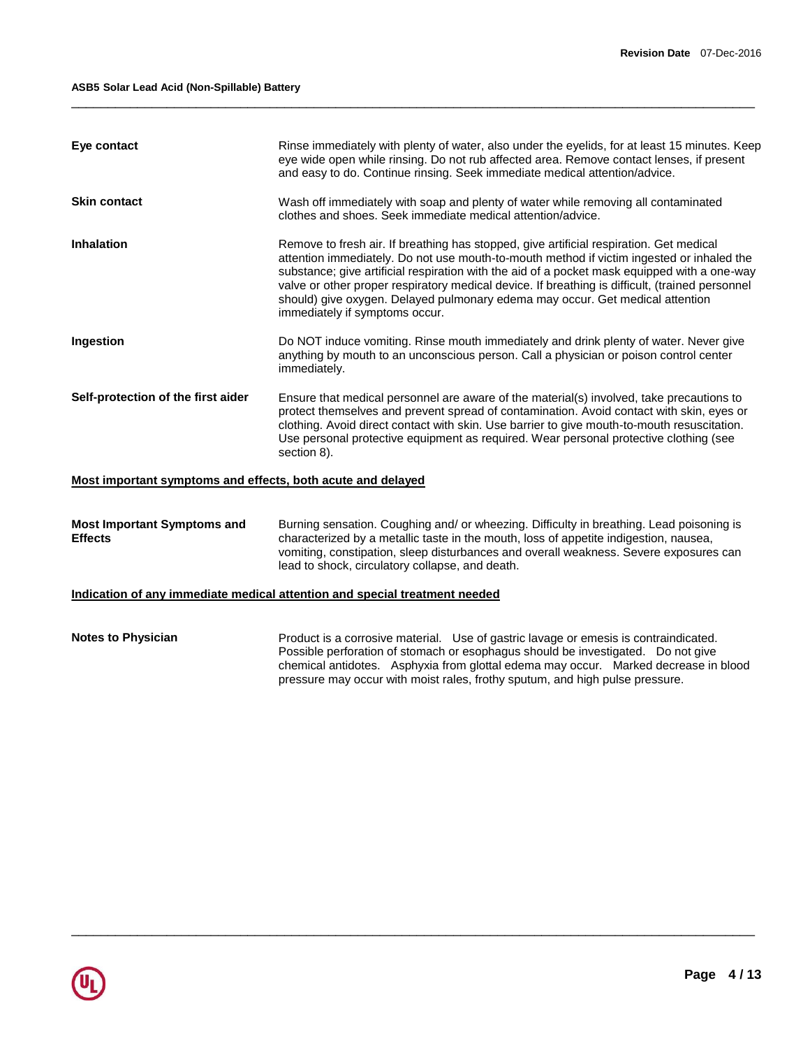**Eye contact**

Rinse immediately with plenty of water, also under the eyelids, for at least 15 minutes. Keep eye wide open while rinsing. Do not rub affected area. Remove contact lenses, if present and easy to do. Continue rinsing. Seek immediate medical attention/advice.

**Skin contact**

Wash off immediately with soap and plenty of water while removing all contaminated clothes and shoes. Seek immediate medical attention/advice.

**Inhalation**

Remove to fresh air. If breathing has stopped, give artificial respiration. Get medical attention immediately. Do not use mouth-to-mouth method if victim ingested or inhaled the substance; give artificial respiration with the aid of a pocket mask equipped with a one-way valve or other proper respiratory medical device. If breathing is difficult, (trained personnel should) give oxygen. Delayed pulmonary edema may occur. Get medical attention immediately if symptoms occur.

**Ingestion**

Do NOT induce vomiting. Rinse mouth immediately and drink plenty of water. Never give anything by mouth to an unconscious person. Call a physician or poison control center immediately.

**Self-protection of the first aider**

Ensure that medical personnel are aware of the material(s) involved, take precautions to protect themselves and prevent spread of contamination. Avoid contact with skin, eyes or clothing. Avoid direct contact with skin. Use barrier to give mouth-to-mouth resuscitation. Use personal protective equipment as required. Wear personal protective clothing (see section 8).

## Most important symptoms and effects, both acute and delayed

**Most Important Symptoms and Effects**

Burning sensation. Coughing and/ or wheezing. Difficulty in breathing. Lead poisoning is characterized by a metallic taste in the mouth, loss of appetite indigestion, nausea, vomiting, constipation, sleep disturbances and overall weakness. Severe exposures can lead to shock, circulatory collapse, and death.

## Indication of any immediate medical attention and special treatment needed

**Notes to Physician**

Product is a corrosive material. Use of gastric lavage or emesis is contraindicated. Possible perforation of stomach or esophagus should be investigated. Do not give chemical antidotes. Asphyxia from glottal edema may occur. Marked decrease in blood pressure may occur with moist rales, frothy sputum, and high pulse pressure.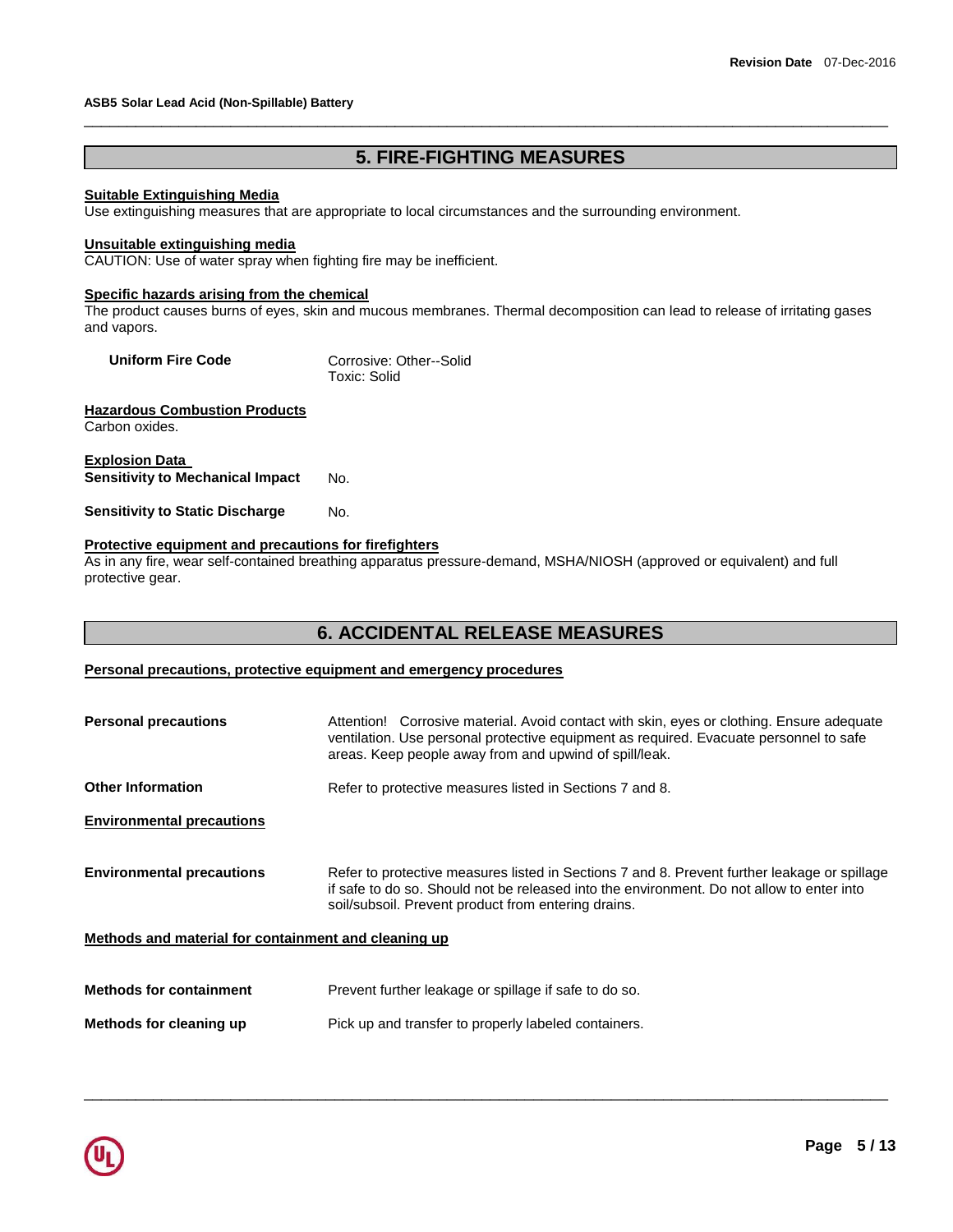## 5. FIRE-FIGHTING MEASURES

**Suitable Extinguishing Media**
Use extinguishing measures that are appropriate to local circumstances and the surrounding environment.

**Unsuitable extinguishing media**
CAUTION: Use of water spray when fighting fire may be inefficient.

**Specific hazards arising from the chemical**
The product causes burns of eyes, skin and mucous membranes. Thermal decomposition can lead to release of irritating gases and vapors.

| | |
|---|---|
| **Uniform Fire Code** | Corrosive: Other--Solid<br>Toxic: Solid |

**Hazardous Combustion Products**
Carbon oxides.

**Explosion Data**

| | |
|---|---|
| **Sensitivity to Mechanical Impact** | No. |
| **Sensitivity to Static Discharge** | No. |

**Protective equipment and precautions for firefighters**
As in any fire, wear self-contained breathing apparatus pressure-demand, MSHA/NIOSH (approved or equivalent) and full protective gear.

## 6. ACCIDENTAL RELEASE MEASURES

**Personal precautions, protective equipment and emergency procedures**

| | |
|---|---|
| **Personal precautions** | Attention! Corrosive material. Avoid contact with skin, eyes or clothing. Ensure adequate ventilation. Use personal protective equipment as required. Evacuate personnel to safe areas. Keep people away from and upwind of spill/leak. |
| **Other Information** | Refer to protective measures listed in Sections 7 and 8. |

**Environmental precautions**

| | |
|---|---|
| **Environmental precautions** | Refer to protective measures listed in Sections 7 and 8. Prevent further leakage or spillage if safe to do so. Should not be released into the environment. Do not allow to enter into soil/subsoil. Prevent product from entering drains. |

**Methods and material for containment and cleaning up**

| | |
|---|---|
| **Methods for containment** | Prevent further leakage or spillage if safe to do so. |
| **Methods for cleaning up** | Pick up and transfer to properly labeled containers. |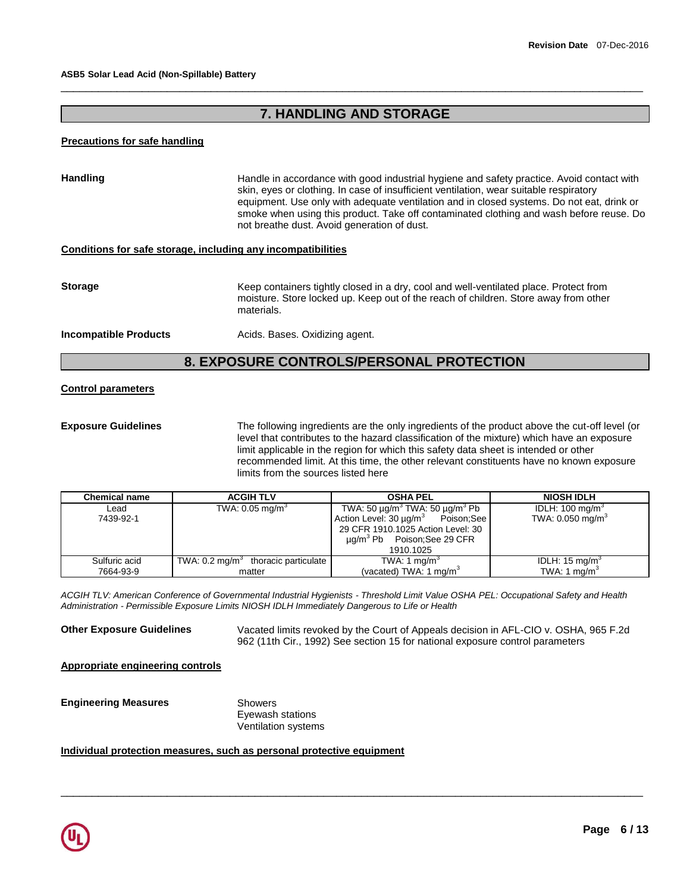## 7. HANDLING AND STORAGE

**Precautions for safe handling**

**Handling** Handle in accordance with good industrial hygiene and safety practice. Avoid contact with skin, eyes or clothing. In case of insufficient ventilation, wear suitable respiratory equipment. Use only with adequate ventilation and in closed systems. Do not eat, drink or smoke when using this product. Take off contaminated clothing and wash before reuse. Do not breathe dust. Avoid generation of dust.

**Conditions for safe storage, including any incompatibilities**

**Storage** Keep containers tightly closed in a dry, cool and well-ventilated place. Protect from moisture. Store locked up. Keep out of the reach of children. Store away from other materials.

**Incompatible Products** Acids. Bases. Oxidizing agent.

## 8. EXPOSURE CONTROLS/PERSONAL PROTECTION

**Control parameters**

**Exposure Guidelines** The following ingredients are the only ingredients of the product above the cut-off level (or level that contributes to the hazard classification of the mixture) which have an exposure limit applicable in the region for which this safety data sheet is intended or other recommended limit. At this time, the other relevant constituents have no known exposure limits from the sources listed here

| Chemical name | ACGIH TLV | OSHA PEL | NIOSH IDLH |
|---|---|---|---|
| Lead<br>7439-92-1 | TWA: 0.05 mg/m$^3$ | TWA: 50 µg/m$^3$ TWA: 50 µg/m$^3$ Pb<br>Action Level: 30 µg/m$^3$ Poison;See 29 CFR 1910.1025 Action Level: 30 µg/m$^3$ Pb Poison;See 29 CFR 1910.1025 | IDLH: 100 mg/m$^3$<br>TWA: 0.050 mg/m$^3$ |
| Sulfuric acid<br>7664-93-9 | TWA: 0.2 mg/m$^3$ thoracic particulate matter | TWA: 1 mg/m$^3$<br>(vacated) TWA: 1 mg/m$^3$ | IDLH: 15 mg/m$^3$<br>TWA: 1 mg/m$^3$ |

*ACGIH TLV: American Conference of Governmental Industrial Hygienists - Threshold Limit Value OSHA PEL: Occupational Safety and Health Administration - Permissible Exposure Limits NIOSH IDLH Immediately Dangerous to Life or Health*

**Other Exposure Guidelines** Vacated limits revoked by the Court of Appeals decision in AFL-CIO v. OSHA, 965 F.2d 962 (11th Cir., 1992) See section 15 for national exposure control parameters

**Appropriate engineering controls**

**Engineering Measures**
Showers
Eyewash stations
Ventilation systems

**Individual protection measures, such as personal protective equipment**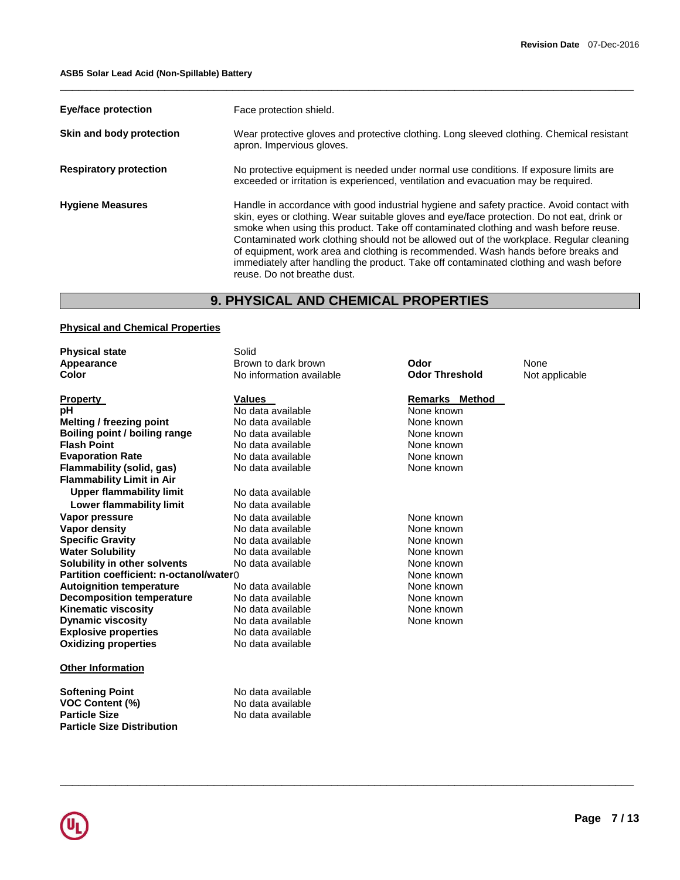| | |
|---|---|
| **Eye/face protection** | Face protection shield. |
| **Skin and body protection** | Wear protective gloves and protective clothing. Long sleeved clothing. Chemical resistant apron. Impervious gloves. |
| **Respiratory protection** | No protective equipment is needed under normal use conditions. If exposure limits are exceeded or irritation is experienced, ventilation and evacuation may be required. |
| **Hygiene Measures** | Handle in accordance with good industrial hygiene and safety practice. Avoid contact with skin, eyes or clothing. Wear suitable gloves and eye/face protection. Do not eat, drink or smoke when using this product. Take off contaminated clothing and wash before reuse. Contaminated work clothing should not be allowed out of the workplace. Regular cleaning of equipment, work area and clothing is recommended. Wash hands before breaks and immediately after handling the product. Take off contaminated clothing and wash before reuse. Do not breathe dust. |

## 9. PHYSICAL AND CHEMICAL PROPERTIES

### Physical and Chemical Properties

| | | | |
|---|---|---|---|
| **Physical state** | Solid | | |
| **Appearance** | Brown to dark brown | **Odor** | None |
| **Color** | No information available | **Odor Threshold** | Not applicable |

| Property | Values | Remarks Method |
|---|---|---|
| **pH** | No data available | None known |
| **Melting / freezing point** | No data available | None known |
| **Boiling point / boiling range** | No data available | None known |
| **Flash Point** | No data available | None known |
| **Evaporation Rate** | No data available | None known |
| **Flammability (solid, gas)** | No data available | None known |
| **Flammability Limit in Air** | | |
| **Upper flammability limit** | No data available | |
| **Lower flammability limit** | No data available | |
| **Vapor pressure** | No data available | None known |
| **Vapor density** | No data available | None known |
| **Specific Gravity** | No data available | None known |
| **Water Solubility** | No data available | None known |
| **Solubility in other solvents** | No data available | None known |
| **Partition coefficient: n-octanol/water** | 0 | None known |
| **Autoignition temperature** | No data available | None known |
| **Decomposition temperature** | No data available | None known |
| **Kinematic viscosity** | No data available | None known |
| **Dynamic viscosity** | No data available | None known |
| **Explosive properties** | No data available | |
| **Oxidizing properties** | No data available | |

### Other Information

| | |
|---|---|
| **Softening Point** | No data available |
| **VOC Content (%)** | No data available |
| **Particle Size** | No data available |
| **Particle Size Distribution** | |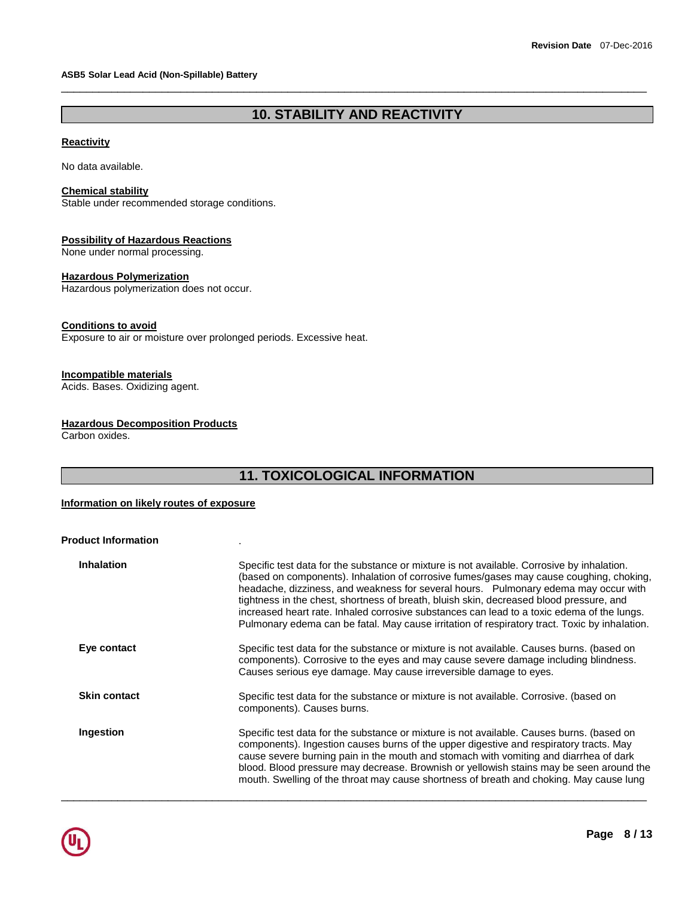## 10. STABILITY AND REACTIVITY

**Reactivity**

No data available.

**Chemical stability**

Stable under recommended storage conditions.

**Possibility of Hazardous Reactions**

None under normal processing.

**Hazardous Polymerization**

Hazardous polymerization does not occur.

**Conditions to avoid**

Exposure to air or moisture over prolonged periods. Excessive heat.

**Incompatible materials**

Acids. Bases. Oxidizing agent.

**Hazardous Decomposition Products**

Carbon oxides.

## 11. TOXICOLOGICAL INFORMATION

**Information on likely routes of exposure**

**Product Information** .

**Inhalation**

Specific test data for the substance or mixture is not available. Corrosive by inhalation. (based on components). Inhalation of corrosive fumes/gases may cause coughing, choking, headache, dizziness, and weakness for several hours. Pulmonary edema may occur with tightness in the chest, shortness of breath, bluish skin, decreased blood pressure, and increased heart rate. Inhaled corrosive substances can lead to a toxic edema of the lungs. Pulmonary edema can be fatal. May cause irritation of respiratory tract. Toxic by inhalation.

**Eye contact**

Specific test data for the substance or mixture is not available. Causes burns. (based on components). Corrosive to the eyes and may cause severe damage including blindness. Causes serious eye damage. May cause irreversible damage to eyes.

**Skin contact**

Specific test data for the substance or mixture is not available. Corrosive. (based on components). Causes burns.

**Ingestion**

Specific test data for the substance or mixture is not available. Causes burns. (based on components). Ingestion causes burns of the upper digestive and respiratory tracts. May cause severe burning pain in the mouth and stomach with vomiting and diarrhea of dark blood. Blood pressure may decrease. Brownish or yellowish stains may be seen around the mouth. Swelling of the throat may cause shortness of breath and choking. May cause lung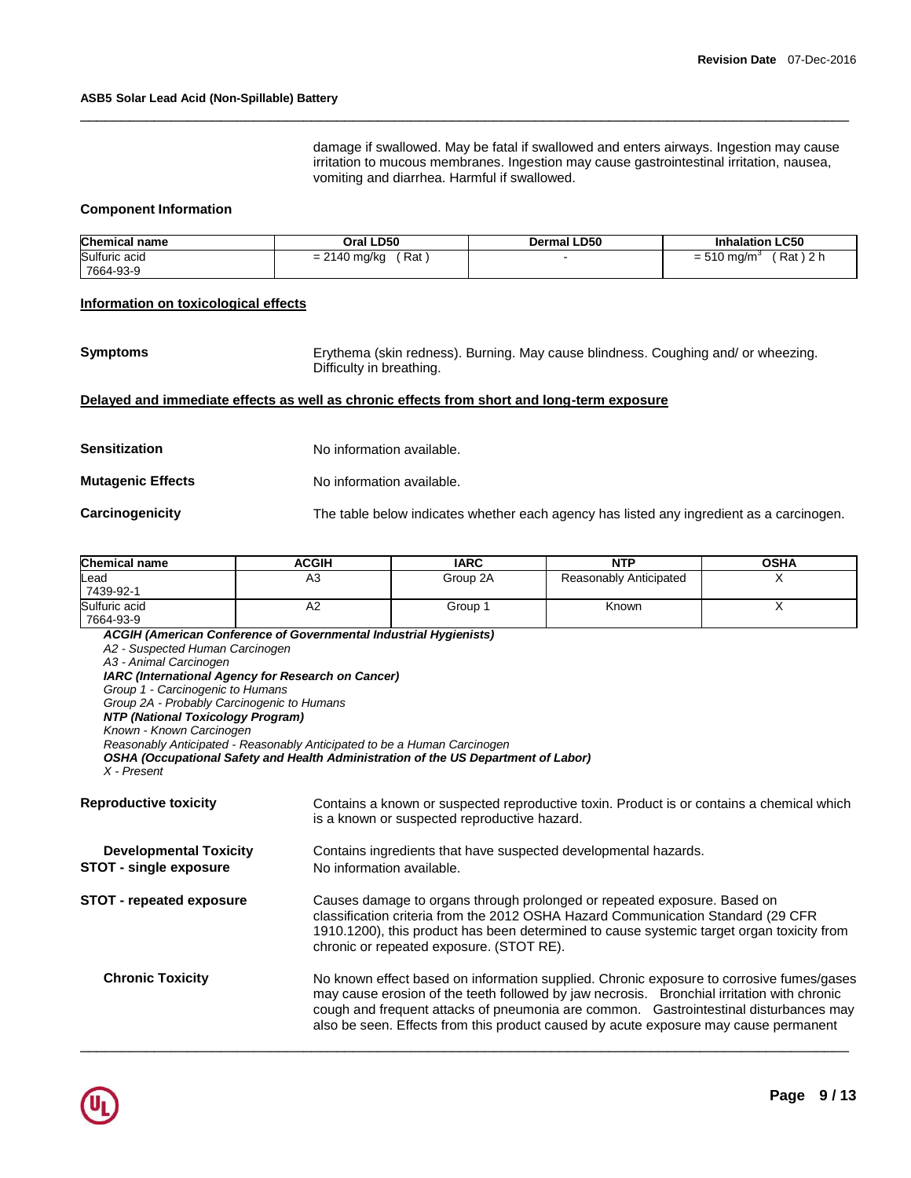damage if swallowed. May be fatal if swallowed and enters airways. Ingestion may cause irritation to mucous membranes. Ingestion may cause gastrointestinal irritation, nausea, vomiting and diarrhea. Harmful if swallowed.

**Component Information**

| Chemical name | Oral LD50 | Dermal LD50 | Inhalation LC50 |
|---|---|---|---|
| Sulfuric acid 7664-93-9 | = 2140 mg/kg ( Rat ) | - | = 510 mg/m$^3$ ( Rat ) 2 h |

**Information on toxicological effects**

**Symptoms** Erythema (skin redness). Burning. May cause blindness. Coughing and/ or wheezing. Difficulty in breathing.

**Delayed and immediate effects as well as chronic effects from short and long-term exposure**

**Sensitization** No information available.

**Mutagenic Effects** No information available.

**Carcinogenicity** The table below indicates whether each agency has listed any ingredient as a carcinogen.

| Chemical name | ACGIH | IARC | NTP | OSHA |
|---|---|---|---|---|
| Lead 7439-92-1 | A3 | Group 2A | Reasonably Anticipated | X |
| Sulfuric acid 7664-93-9 | A2 | Group 1 | Known | X |

***ACGIH (American Conference of Governmental Industrial Hygienists)***
*A2 - Suspected Human Carcinogen*
*A3 - Animal Carcinogen*
***IARC (International Agency for Research on Cancer)***
*Group 1 - Carcinogenic to Humans*
*Group 2A - Probably Carcinogenic to Humans*
***NTP (National Toxicology Program)***
*Known - Known Carcinogen*
*Reasonably Anticipated - Reasonably Anticipated to be a Human Carcinogen*
***OSHA (Occupational Safety and Health Administration of the US Department of Labor)***
*X - Present*

**Reproductive toxicity** Contains a known or suspected reproductive toxin. Product is or contains a chemical which is a known or suspected reproductive hazard.

**Developmental Toxicity** Contains ingredients that have suspected developmental hazards.

**STOT - single exposure** No information available.

**STOT - repeated exposure** Causes damage to organs through prolonged or repeated exposure. Based on classification criteria from the 2012 OSHA Hazard Communication Standard (29 CFR 1910.1200), this product has been determined to cause systemic target organ toxicity from chronic or repeated exposure. (STOT RE).

**Chronic Toxicity** No known effect based on information supplied. Chronic exposure to corrosive fumes/gases may cause erosion of the teeth followed by jaw necrosis. Bronchial irritation with chronic cough and frequent attacks of pneumonia are common. Gastrointestinal disturbances may also be seen. Effects from this product caused by acute exposure may cause permanent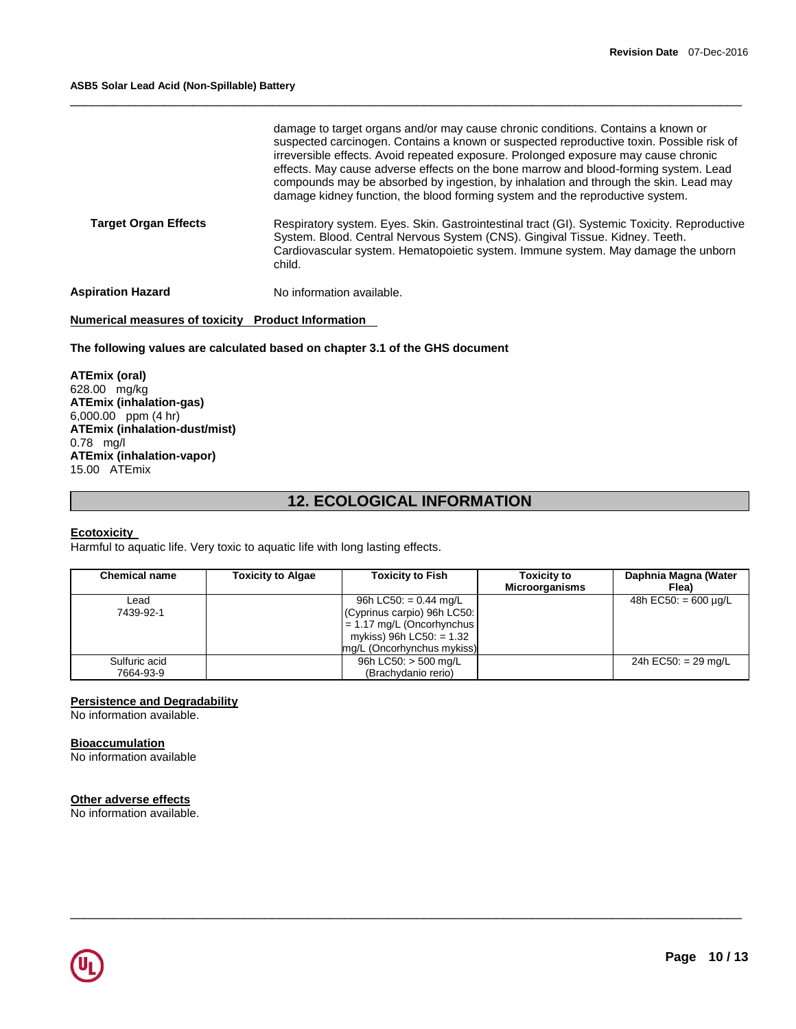damage to target organs and/or may cause chronic conditions. Contains a known or suspected carcinogen. Contains a known or suspected reproductive toxin. Possible risk of irreversible effects. Avoid repeated exposure. Prolonged exposure may cause chronic effects. May cause adverse effects on the bone marrow and blood-forming system. Lead compounds may be absorbed by ingestion, by inhalation and through the skin. Lead may damage kidney function, the blood forming system and the reproductive system.

**Target Organ Effects** Respiratory system. Eyes. Skin. Gastrointestinal tract (GI). Systemic Toxicity. Reproductive System. Blood. Central Nervous System (CNS). Gingival Tissue. Kidney. Teeth. Cardiovascular system. Hematopoietic system. Immune system. May damage the unborn child.

**Aspiration Hazard** No information available.

**Numerical measures of toxicity Product Information**

**The following values are calculated based on chapter 3.1 of the GHS document**

**ATEmix (oral)**
628.00 mg/kg
**ATEmix (inhalation-gas)**
6,000.00 ppm (4 hr)
**ATEmix (inhalation-dust/mist)**
0.78 mg/l
**ATEmix (inhalation-vapor)**
15.00 ATEmix

## 12. ECOLOGICAL INFORMATION

**Ecotoxicity**
Harmful to aquatic life. Very toxic to aquatic life with long lasting effects.

| Chemical name | Toxicity to Algae | Toxicity to Fish | Toxicity to Microorganisms | Daphnia Magna (Water Flea) |
|---|---|---|---|---|
| Lead<br>7439-92-1 | | 96h LC50: = 0.44 mg/L (Cyprinus carpio) 96h LC50: = 1.17 mg/L (Oncorhynchus mykiss) 96h LC50: = 1.32 mg/L (Oncorhynchus mykiss) | | 48h EC50: = 600 µg/L |
| Sulfuric acid<br>7664-93-9 | | 96h LC50: > 500 mg/L (Brachydanio rerio) | | 24h EC50: = 29 mg/L |

**Persistence and Degradability**
No information available.

**Bioaccumulation**
No information available

**Other adverse effects**
No information available.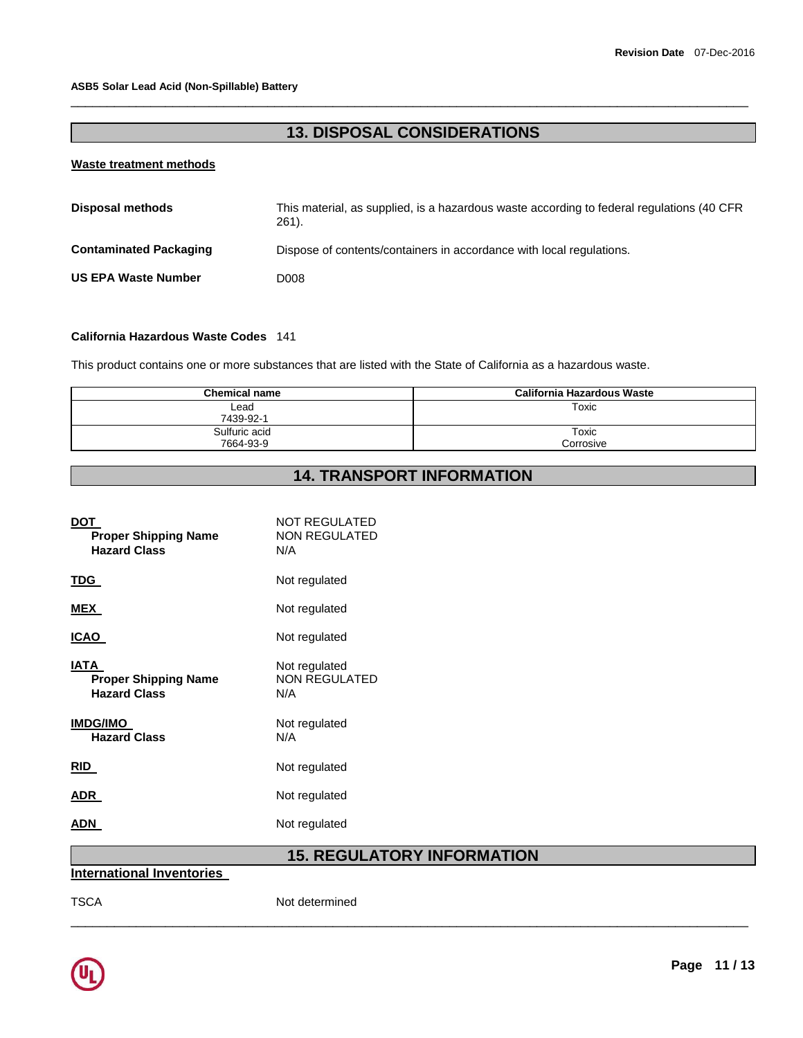## 13. DISPOSAL CONSIDERATIONS

### Waste treatment methods

**Disposal methods** This material, as supplied, is a hazardous waste according to federal regulations (40 CFR 261).

**Contaminated Packaging** Dispose of contents/containers in accordance with local regulations.

**US EPA Waste Number** D008

**California Hazardous Waste Codes** 141

This product contains one or more substances that are listed with the State of California as a hazardous waste.

| Chemical name | California Hazardous Waste |
|---|---|
| Lead 7439-92-1 | Toxic |
| Sulfuric acid 7664-93-9 | Toxic Corrosive |

## 14. TRANSPORT INFORMATION

**DOT** NOT REGULATED
- **Proper Shipping Name** NON REGULATED
- **Hazard Class** N/A

**TDG** Not regulated

**MEX** Not regulated

**ICAO** Not regulated

**IATA** Not regulated
- **Proper Shipping Name** NON REGULATED
- **Hazard Class** N/A

**IMDG/IMO** Not regulated
- **Hazard Class** N/A

**RID** Not regulated

**ADR** Not regulated

**ADN** Not regulated

## 15. REGULATORY INFORMATION

### International Inventories

TSCA Not determined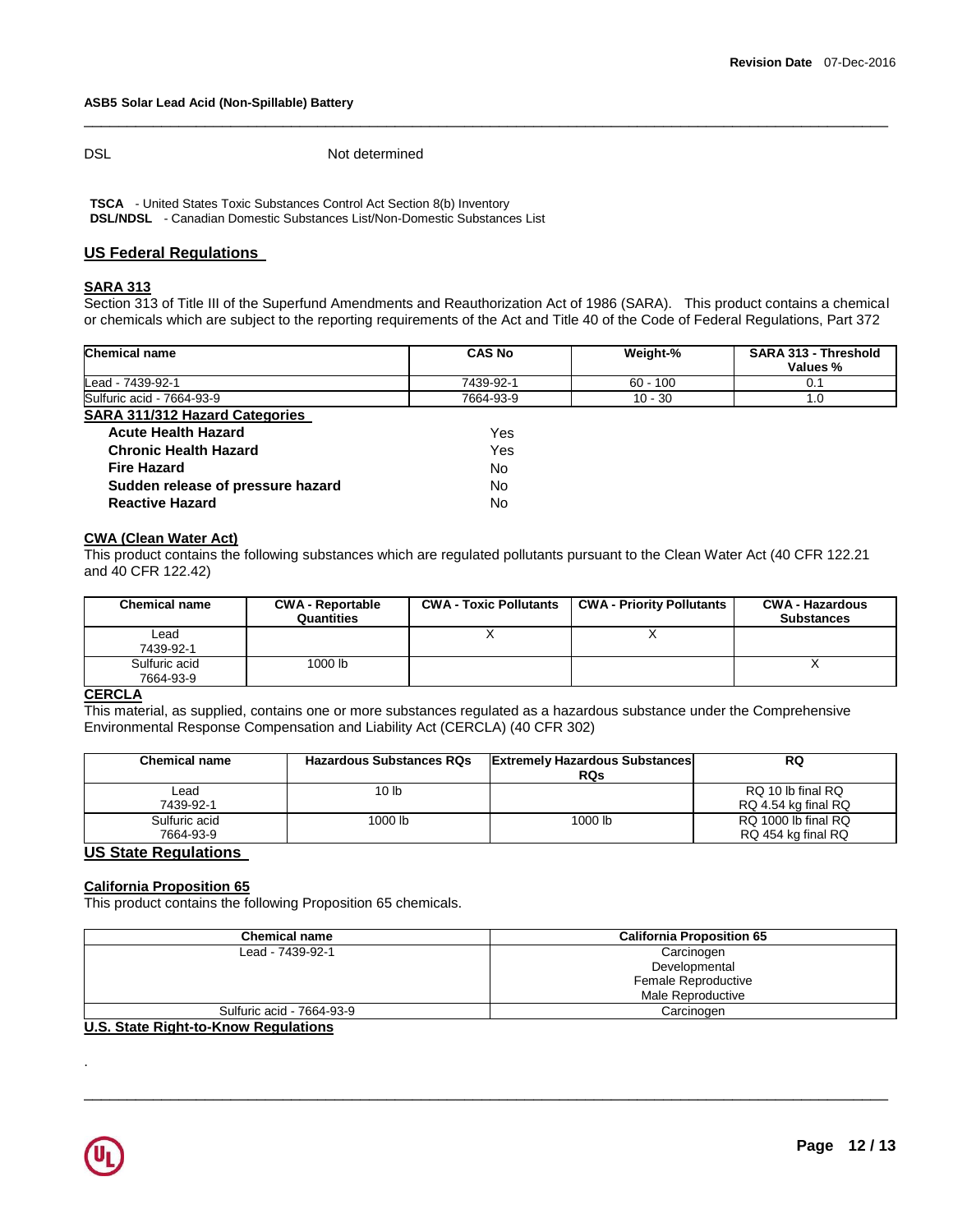| DSL | Not determined |
|---|---|

**TSCA** - United States Toxic Substances Control Act Section 8(b) Inventory
**DSL/NDSL** - Canadian Domestic Substances List/Non-Domestic Substances List

## US Federal Regulations

### SARA 313

Section 313 of Title III of the Superfund Amendments and Reauthorization Act of 1986 (SARA). This product contains a chemical or chemicals which are subject to the reporting requirements of the Act and Title 40 of the Code of Federal Regulations, Part 372

| Chemical name | CAS No | Weight-% | SARA 313 - Threshold Values % |
|---|---|---|---|
| Lead - 7439-92-1 | 7439-92-1 | 60 - 100 | 0.1 |
| Sulfuric acid - 7664-93-9 | 7664-93-9 | 10 - 30 | 1.0 |

### SARA 311/312 Hazard Categories

| | |
|---|---|
| **Acute Health Hazard** | Yes |
| **Chronic Health Hazard** | Yes |
| **Fire Hazard** | No |
| **Sudden release of pressure hazard** | No |
| **Reactive Hazard** | No |

### CWA (Clean Water Act)

This product contains the following substances which are regulated pollutants pursuant to the Clean Water Act (40 CFR 122.21 and 40 CFR 122.42)

| Chemical name | CWA - Reportable Quantities | CWA - Toxic Pollutants | CWA - Priority Pollutants | CWA - Hazardous Substances |
|---|---|---|---|---|
| Lead 7439-92-1 | | X | X | |
| Sulfuric acid 7664-93-9 | 1000 lb | | | X |

### CERCLA

This material, as supplied, contains one or more substances regulated as a hazardous substance under the Comprehensive Environmental Response Compensation and Liability Act (CERCLA) (40 CFR 302)

| Chemical name | Hazardous Substances RQs | Extremely Hazardous Substances RQs | RQ |
|---|---|---|---|
| Lead 7439-92-1 | 10 lb | | RQ 10 lb final RQ RQ 4.54 kg final RQ |
| Sulfuric acid 7664-93-9 | 1000 lb | 1000 lb | RQ 1000 lb final RQ RQ 454 kg final RQ |

## US State Regulations

### California Proposition 65

This product contains the following Proposition 65 chemicals.

| Chemical name | California Proposition 65 |
|---|---|
| Lead - 7439-92-1 | Carcinogen Developmental Female Reproductive Male Reproductive |
| Sulfuric acid - 7664-93-9 | Carcinogen |

### U.S. State Right-to-Know Regulations

.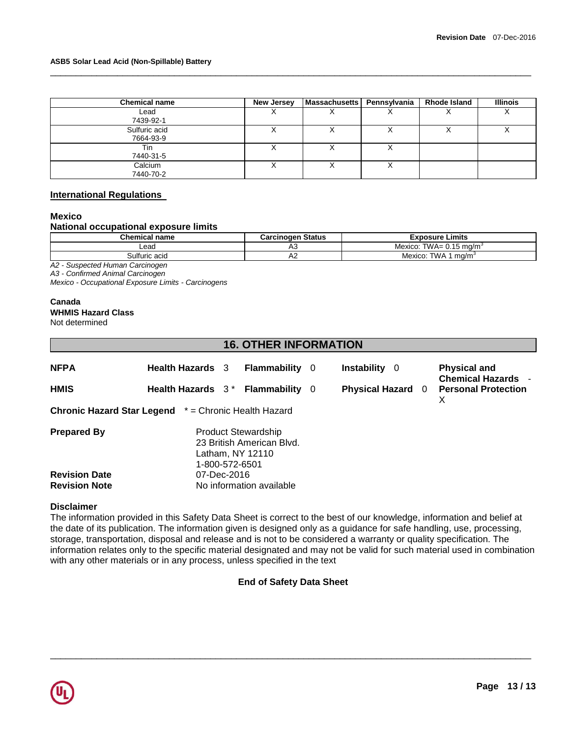| Chemical name | New Jersey | Massachusetts | Pennsylvania | Rhode Island | Illinois |
|---|---|---|---|---|---|
| Lead<br>7439-92-1 | X | X | X | X | X |
| Sulfuric acid<br>7664-93-9 | X | X | X | X | X |
| Tin<br>7440-31-5 | X | X | X | | |
| Calcium<br>7440-70-2 | X | X | X | | |

## International Regulations

**Mexico**
**National occupational exposure limits**

| Chemical name | Carcinogen Status | Exposure Limits |
|---|---|---|
| Lead | A3 | Mexico: TWA= 0.15 $mg/m^3$ |
| Sulfuric acid | A2 | Mexico: TWA 1 $mg/m^3$ |

*A2 - Suspected Human Carcinogen*
*A3 - Confirmed Animal Carcinogen*
*Mexico - Occupational Exposure Limits - Carcinogens*

**Canada**
**WHMIS Hazard Class**
Not determined

## 16. OTHER INFORMATION

| | | | | |
|---|---|---|---|---|
| **NFPA** | **Health Hazards** 3 | **Flammability** 0 | **Instability** 0 | **Physical and Chemical Hazards** - |
| **HMIS** | **Health Hazards** 3 * | **Flammability** 0 | **Physical Hazard** 0 | **Personal Protection** X |

**Chronic Hazard Star Legend** * = Chronic Health Hazard

**Prepared By** Product Stewardship
23 British American Blvd.
Latham, NY 12110
1-800-572-6501

**Revision Date** 07-Dec-2016
**Revision Note** No information available

**Disclaimer**
The information provided in this Safety Data Sheet is correct to the best of our knowledge, information and belief at the date of its publication. The information given is designed only as a guidance for safe handling, use, processing, storage, transportation, disposal and release and is not to be considered a warranty or quality specification. The information relates only to the specific material designated and may not be valid for such material used in combination with any other materials or in any process, unless specified in the text

**End of Safety Data Sheet**